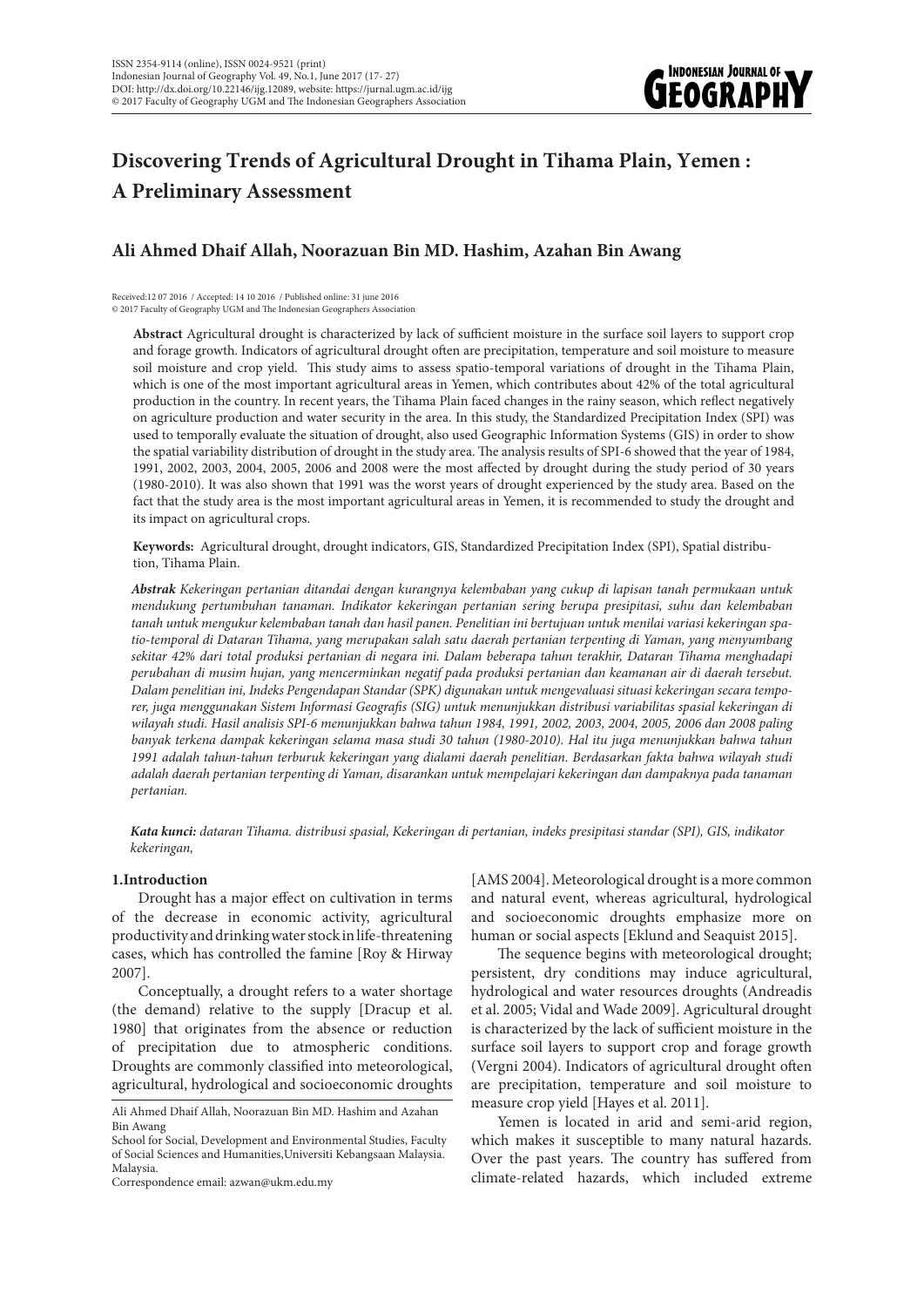ISSN 2354-9114 (online), ISSN 0024-9521 (print)
Indonesian Journal of Geography Vol. 49, No.1, June 2017 (17- 27)
DOI: http://dx.doi.org/10.22146/ijg.12089, website: https://jurnal.ugm.ac.id/ijg
© 2017 Faculty of Geography UGM and The Indonesian Geographers Association

# Discovering Trends of Agricultural Drought in Tihama Plain, Yemen : A Preliminary Assessment

## Ali Ahmed Dhaif Allah, Noorazuan Bin MD. Hashim, Azahan Bin Awang

Received:12 07 2016 / Accepted: 14 10 2016 / Published online: 31 june 2016
© 2017 Faculty of Geography UGM and The Indonesian Geographers Association

**Abstract** Agricultural drought is characterized by lack of sufficient moisture in the surface soil layers to support crop and forage growth. Indicators of agricultural drought often are precipitation, temperature and soil moisture to measure soil moisture and crop yield. This study aims to assess spatio-temporal variations of drought in the Tihama Plain, which is one of the most important agricultural areas in Yemen, which contributes about 42% of the total agricultural production in the country. In recent years, the Tihama Plain faced changes in the rainy season, which reflect negatively on agriculture production and water security in the area. In this study, the Standardized Precipitation Index (SPI) was used to temporally evaluate the situation of drought, also used Geographic Information Systems (GIS) in order to show the spatial variability distribution of drought in the study area. The analysis results of SPI-6 showed that the year of 1984, 1991, 2002, 2003, 2004, 2005, 2006 and 2008 were the most affected by drought during the study period of 30 years (1980-2010). It was also shown that 1991 was the worst years of drought experienced by the study area. Based on the fact that the study area is the most important agricultural areas in Yemen, it is recommended to study the drought and its impact on agricultural crops.

**Keywords:** Agricultural drought, drought indicators, GIS, Standardized Precipitation Index (SPI), Spatial distribution, Tihama Plain.

***Abstrak*** *Kekeringan pertanian ditandai dengan kurangnya kelembaban yang cukup di lapisan tanah permukaan untuk mendukung pertumbuhan tanaman. Indikator kekeringan pertanian sering berupa presipitasi, suhu dan kelembaban tanah untuk mengukur kelembaban tanah dan hasil panen. Penelitian ini bertujuan untuk menilai variasi kekeringan spatio-temporal di Dataran Tihama, yang merupakan salah satu daerah pertanian terpenting di Yaman, yang menyumbang sekitar 42% dari total produksi pertanian di negara ini. Dalam beberapa tahun terakhir, Dataran Tihama menghadapi perubahan di musim hujan, yang mencerminkan negatif pada produksi pertanian dan keamanan air di daerah tersebut. Dalam penelitian ini, Indeks Pengendapan Standar (SPK) digunakan untuk mengevaluasi situasi kekeringan secara temporer, juga menggunakan Sistem Informasi Geografis (SIG) untuk menunjukkan distribusi variabilitas spasial kekeringan di wilayah studi. Hasil analisis SPI-6 menunjukkan bahwa tahun 1984, 1991, 2002, 2003, 2004, 2005, 2006 dan 2008 paling banyak terkena dampak kekeringan selama masa studi 30 tahun (1980-2010). Hal itu juga menunjukkan bahwa tahun 1991 adalah tahun-tahun terburuk kekeringan yang dialami daerah penelitian. Berdasarkan fakta bahwa wilayah studi adalah daerah pertanian terpenting di Yaman, disarankan untuk mempelajari kekeringan dan dampaknya pada tanaman pertanian.*

***Kata kunci:*** *dataran Tihama. distribusi spasial, Kekeringan di pertanian, indeks presipitasi standar (SPI), GIS, indikator kekeringan,*

### 1.Introduction

Drought has a major effect on cultivation in terms of the decrease in economic activity, agricultural productivity and drinking water stock in life-threatening cases, which has controlled the famine [Roy & Hirway 2007].

Conceptually, a drought refers to a water shortage (the demand) relative to the supply [Dracup et al. 1980] that originates from the absence or reduction of precipitation due to atmospheric conditions. Droughts are commonly classified into meteorological, agricultural, hydrological and socioeconomic droughts [AMS 2004]. Meteorological drought is a more common and natural event, whereas agricultural, hydrological and socioeconomic droughts emphasize more on human or social aspects [Eklund and Seaquist 2015].

The sequence begins with meteorological drought; persistent, dry conditions may induce agricultural, hydrological and water resources droughts (Andreadis et al. 2005; Vidal and Wade 2009]. Agricultural drought is characterized by the lack of sufficient moisture in the surface soil layers to support crop and forage growth (Vergni 2004). Indicators of agricultural drought often are precipitation, temperature and soil moisture to measure crop yield [Hayes et al. 2011].

Yemen is located in arid and semi-arid region, which makes it susceptible to many natural hazards. Over the past years. The country has suffered from climate-related hazards, which included extreme

Ali Ahmed Dhaif Allah, Noorazuan Bin MD. Hashim and Azahan Bin Awang
School for Social, Development and Environmental Studies, Faculty of Social Sciences and Humanities,Universiti Kebangsaan Malaysia. Malaysia.
Correspondence email: azwan@ukm.edu.my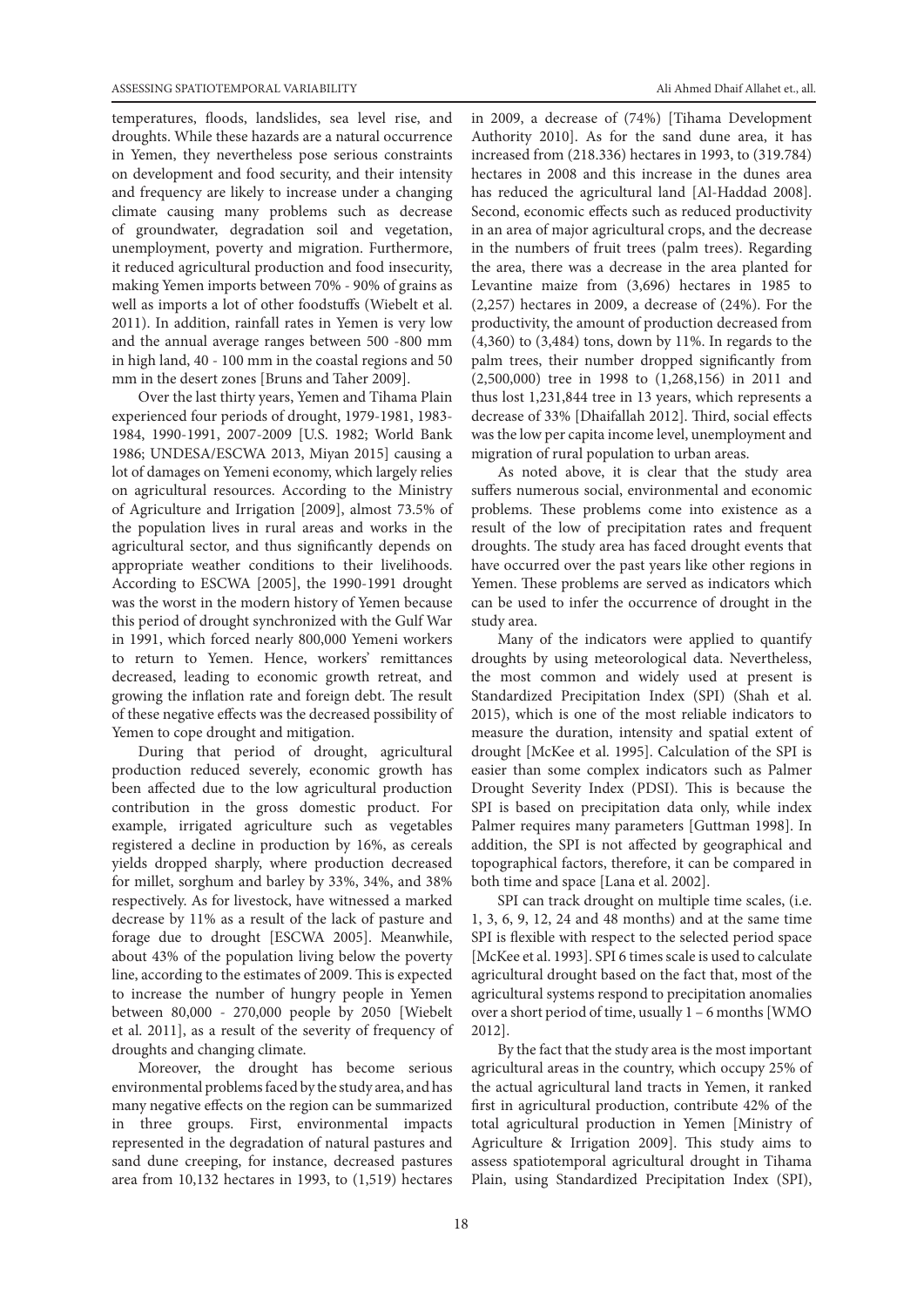temperatures, floods, landslides, sea level rise, and droughts. While these hazards are a natural occurrence in Yemen, they nevertheless pose serious constraints on development and food security, and their intensity and frequency are likely to increase under a changing climate causing many problems such as decrease of groundwater, degradation soil and vegetation, unemployment, poverty and migration. Furthermore, it reduced agricultural production and food insecurity, making Yemen imports between 70% - 90% of grains as well as imports a lot of other foodstuffs (Wiebelt et al. 2011). In addition, rainfall rates in Yemen is very low and the annual average ranges between 500 -800 mm in high land, 40 - 100 mm in the coastal regions and 50 mm in the desert zones [Bruns and Taher 2009].

Over the last thirty years, Yemen and Tihama Plain experienced four periods of drought, 1979-1981, 1983-1984, 1990-1991, 2007-2009 [U.S. 1982; World Bank 1986; UNDESA/ESCWA 2013, Miyan 2015] causing a lot of damages on Yemeni economy, which largely relies on agricultural resources. According to the Ministry of Agriculture and Irrigation [2009], almost 73.5% of the population lives in rural areas and works in the agricultural sector, and thus significantly depends on appropriate weather conditions to their livelihoods. According to ESCWA [2005], the 1990-1991 drought was the worst in the modern history of Yemen because this period of drought synchronized with the Gulf War in 1991, which forced nearly 800,000 Yemeni workers to return to Yemen. Hence, workers' remittances decreased, leading to economic growth retreat, and growing the inflation rate and foreign debt. The result of these negative effects was the decreased possibility of Yemen to cope drought and mitigation.

During that period of drought, agricultural production reduced severely, economic growth has been affected due to the low agricultural production contribution in the gross domestic product. For example, irrigated agriculture such as vegetables registered a decline in production by 16%, as cereals yields dropped sharply, where production decreased for millet, sorghum and barley by 33%, 34%, and 38% respectively. As for livestock, have witnessed a marked decrease by 11% as a result of the lack of pasture and forage due to drought [ESCWA 2005]. Meanwhile, about 43% of the population living below the poverty line, according to the estimates of 2009. This is expected to increase the number of hungry people in Yemen between 80,000 - 270,000 people by 2050 [Wiebelt et al. 2011], as a result of the severity of frequency of droughts and changing climate.

Moreover, the drought has become serious environmental problems faced by the study area, and has many negative effects on the region can be summarized in three groups. First, environmental impacts represented in the degradation of natural pastures and sand dune creeping, for instance, decreased pastures area from 10,132 hectares in 1993, to (1,519) hectares in 2009, a decrease of (74%) [Tihama Development Authority 2010]. As for the sand dune area, it has increased from (218.336) hectares in 1993, to (319.784) hectares in 2008 and this increase in the dunes area has reduced the agricultural land [Al-Haddad 2008]. Second, economic effects such as reduced productivity in an area of major agricultural crops, and the decrease in the numbers of fruit trees (palm trees). Regarding the area, there was a decrease in the area planted for Levantine maize from (3,696) hectares in 1985 to (2,257) hectares in 2009, a decrease of (24%). For the productivity, the amount of production decreased from (4,360) to (3,484) tons, down by 11%. In regards to the palm trees, their number dropped significantly from (2,500,000) tree in 1998 to (1,268,156) in 2011 and thus lost 1,231,844 tree in 13 years, which represents a decrease of 33% [Dhaifallah 2012]. Third, social effects was the low per capita income level, unemployment and migration of rural population to urban areas.

As noted above, it is clear that the study area suffers numerous social, environmental and economic problems. These problems come into existence as a result of the low of precipitation rates and frequent droughts. The study area has faced drought events that have occurred over the past years like other regions in Yemen. These problems are served as indicators which can be used to infer the occurrence of drought in the study area.

Many of the indicators were applied to quantify droughts by using meteorological data. Nevertheless, the most common and widely used at present is Standardized Precipitation Index (SPI) (Shah et al. 2015), which is one of the most reliable indicators to measure the duration, intensity and spatial extent of drought [McKee et al. 1995]. Calculation of the SPI is easier than some complex indicators such as Palmer Drought Severity Index (PDSI). This is because the SPI is based on precipitation data only, while index Palmer requires many parameters [Guttman 1998]. In addition, the SPI is not affected by geographical and topographical factors, therefore, it can be compared in both time and space [Lana et al. 2002].

SPI can track drought on multiple time scales, (i.e. 1, 3, 6, 9, 12, 24 and 48 months) and at the same time SPI is flexible with respect to the selected period space [McKee et al. 1993]. SPI 6 times scale is used to calculate agricultural drought based on the fact that, most of the agricultural systems respond to precipitation anomalies over a short period of time, usually 1 – 6 months [WMO 2012].

By the fact that the study area is the most important agricultural areas in the country, which occupy 25% of the actual agricultural land tracts in Yemen, it ranked first in agricultural production, contribute 42% of the total agricultural production in Yemen [Ministry of Agriculture & Irrigation 2009]. This study aims to assess spatiotemporal agricultural drought in Tihama Plain, using Standardized Precipitation Index (SPI),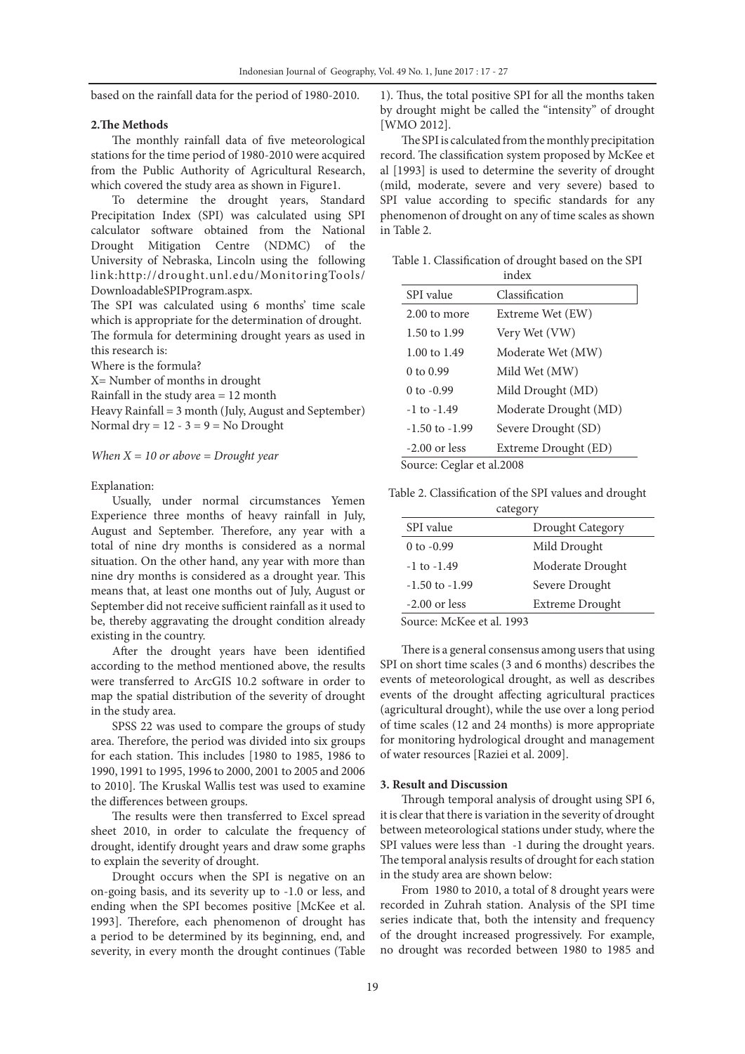based on the rainfall data for the period of 1980-2010.

## 2.The Methods

The monthly rainfall data of five meteorological stations for the time period of 1980-2010 were acquired from the Public Authority of Agricultural Research, which covered the study area as shown in Figure1.

To determine the drought years, Standard Precipitation Index (SPI) was calculated using SPI calculator software obtained from the National Drought Mitigation Centre (NDMC) of the University of Nebraska, Lincoln using the following link:http://drought.unl.edu/MonitoringTools/DownloadableSPIProgram.aspx.

The SPI was calculated using 6 months' time scale which is appropriate for the determination of drought. The formula for determining drought years as used in this research is:

Where is the formula?

X= Number of months in drought

Rainfall in the study area = 12 month

Heavy Rainfall = 3 month (July, August and September)

Normal dry = 12 - 3 = 9 = No Drought

*When X = 10 or above = Drought year*

Explanation:

Usually, under normal circumstances Yemen Experience three months of heavy rainfall in July, August and September. Therefore, any year with a total of nine dry months is considered as a normal situation. On the other hand, any year with more than nine dry months is considered as a drought year. This means that, at least one months out of July, August or September did not receive sufficient rainfall as it used to be, thereby aggravating the drought condition already existing in the country.

After the drought years have been identified according to the method mentioned above, the results were transferred to ArcGIS 10.2 software in order to map the spatial distribution of the severity of drought in the study area.

SPSS 22 was used to compare the groups of study area. Therefore, the period was divided into six groups for each station. This includes [1980 to 1985, 1986 to 1990, 1991 to 1995, 1996 to 2000, 2001 to 2005 and 2006 to 2010]. The Kruskal Wallis test was used to examine the differences between groups.

The results were then transferred to Excel spread sheet 2010, in order to calculate the frequency of drought, identify drought years and draw some graphs to explain the severity of drought.

Drought occurs when the SPI is negative on an on-going basis, and its severity up to -1.0 or less, and ending when the SPI becomes positive [McKee et al. 1993]. Therefore, each phenomenon of drought has a period to be determined by its beginning, end, and severity, in every month the drought continues (Table 1). Thus, the total positive SPI for all the months taken by drought might be called the "intensity" of drought [WMO 2012].

The SPI is calculated from the monthly precipitation record. The classification system proposed by McKee et al [1993] is used to determine the severity of drought (mild, moderate, severe and very severe) based to SPI value according to specific standards for any phenomenon of drought on any of time scales as shown in Table 2.

Table 1. Classification of drought based on the SPI index

| SPI value | Classification |
|---|---|
| 2.00 to more | Extreme Wet (EW) |
| 1.50 to 1.99 | Very Wet (VW) |
| 1.00 to 1.49 | Moderate Wet (MW) |
| 0 to 0.99 | Mild Wet (MW) |
| 0 to -0.99 | Mild Drought (MD) |
| -1 to -1.49 | Moderate Drought (MD) |
| -1.50 to -1.99 | Severe Drought (SD) |
| -2.00 or less | Extreme Drought (ED) |

Source: Ceglar et al.2008

Table 2. Classification of the SPI values and drought category

| SPI value | Drought Category |
|---|---|
| 0 to -0.99 | Mild Drought |
| -1 to -1.49 | Moderate Drought |
| -1.50 to -1.99 | Severe Drought |
| -2.00 or less | Extreme Drought |

Source: McKee et al. 1993

There is a general consensus among users that using SPI on short time scales (3 and 6 months) describes the events of meteorological drought, as well as describes events of the drought affecting agricultural practices (agricultural drought), while the use over a long period of time scales (12 and 24 months) is more appropriate for monitoring hydrological drought and management of water resources [Raziei et al. 2009].

## 3. Result and Discussion

Through temporal analysis of drought using SPI 6, it is clear that there is variation in the severity of drought between meteorological stations under study, where the SPI values were less than -1 during the drought years. The temporal analysis results of drought for each station in the study area are shown below:

From 1980 to 2010, a total of 8 drought years were recorded in Zuhrah station. Analysis of the SPI time series indicate that, both the intensity and frequency of the drought increased progressively. For example, no drought was recorded between 1980 to 1985 and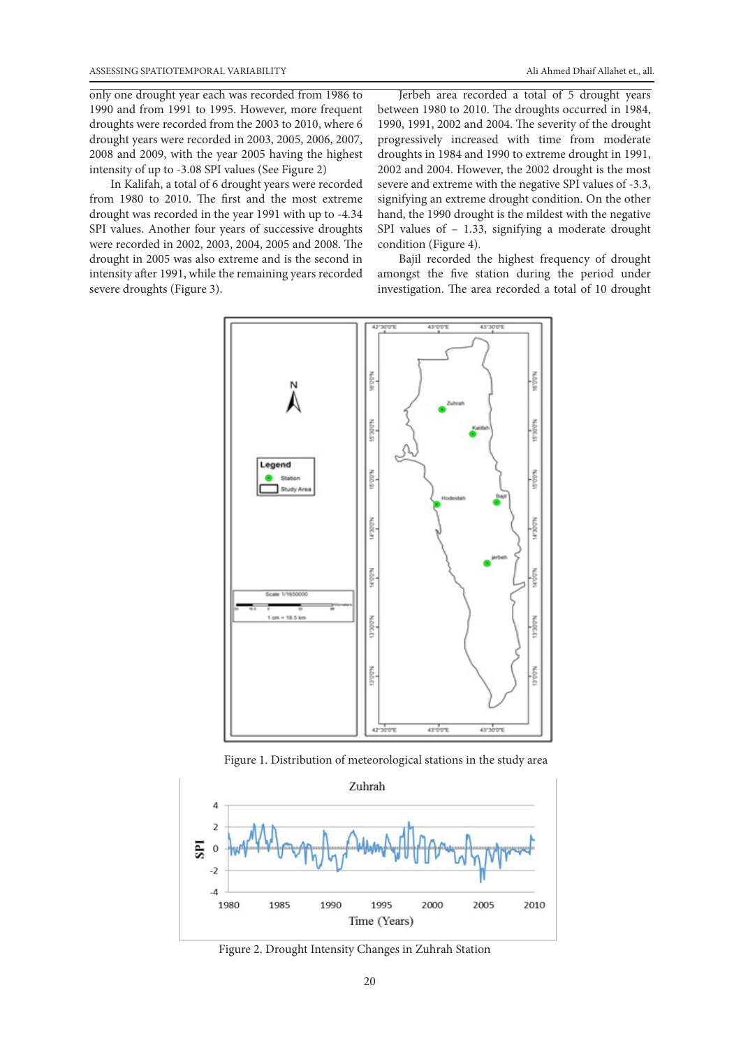only one drought year each was recorded from 1986 to 1990 and from 1991 to 1995. However, more frequent droughts were recorded from the 2003 to 2010, where 6 drought years were recorded in 2003, 2005, 2006, 2007, 2008 and 2009, with the year 2005 having the highest intensity of up to -3.08 SPI values (See Figure 2)

In Kalifah, a total of 6 drought years were recorded from 1980 to 2010. The first and the most extreme drought was recorded in the year 1991 with up to -4.34 SPI values. Another four years of successive droughts were recorded in 2002, 2003, 2004, 2005 and 2008. The drought in 2005 was also extreme and is the second in intensity after 1991, while the remaining years recorded severe droughts (Figure 3).

Jerbeh area recorded a total of 5 drought years between 1980 to 2010. The droughts occurred in 1984, 1990, 1991, 2002 and 2004. The severity of the drought progressively increased with time from moderate droughts in 1984 and 1990 to extreme drought in 1991, 2002 and 2004. However, the 2002 drought is the most severe and extreme with the negative SPI values of -3.3, signifying an extreme drought condition. On the other hand, the 1990 drought is the mildest with the negative SPI values of – 1.33, signifying a moderate drought condition (Figure 4).

Bajil recorded the highest frequency of drought amongst the five station during the period under investigation. The area recorded a total of 10 drought

Figure 1. Distribution of meteorological stations in the study area

Figure 2. Drought Intensity Changes in Zuhrah Station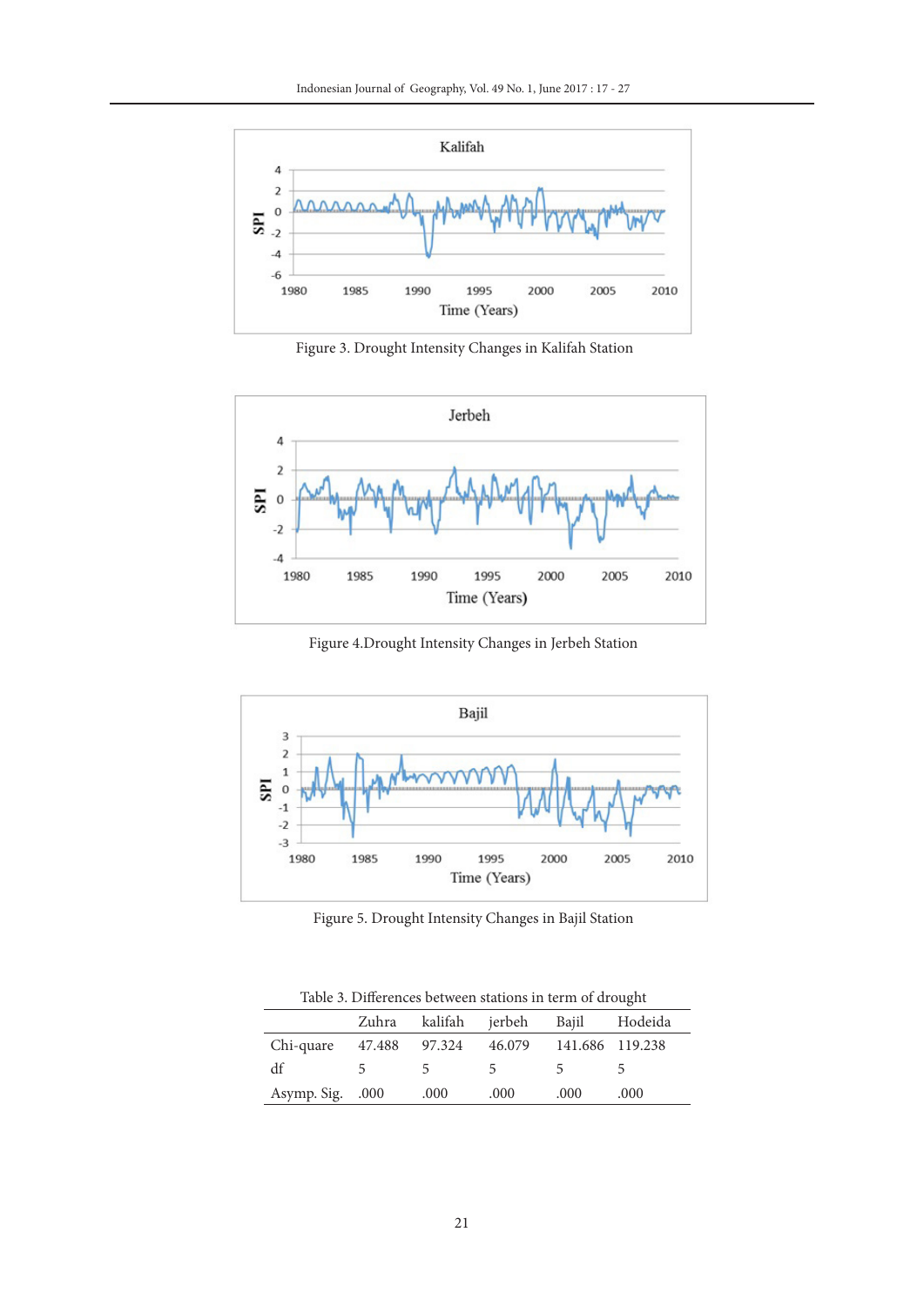Figure 3. Drought Intensity Changes in Kalifah Station

Figure 4.Drought Intensity Changes in Jerbeh Station

Figure 5. Drought Intensity Changes in Bajil Station

Table 3. Differences between stations in term of drought

| | Zuhra | kalifah | jerbeh | Bajil | Hodeida |
|---|---|---|---|---|---|
| Chi-quare | 47.488 | 97.324 | 46.079 | 141.686 | 119.238 |
| df | 5 | 5 | 5 | 5 | 5 |
| Asymp. Sig. | .000 | .000 | .000 | .000 | .000 |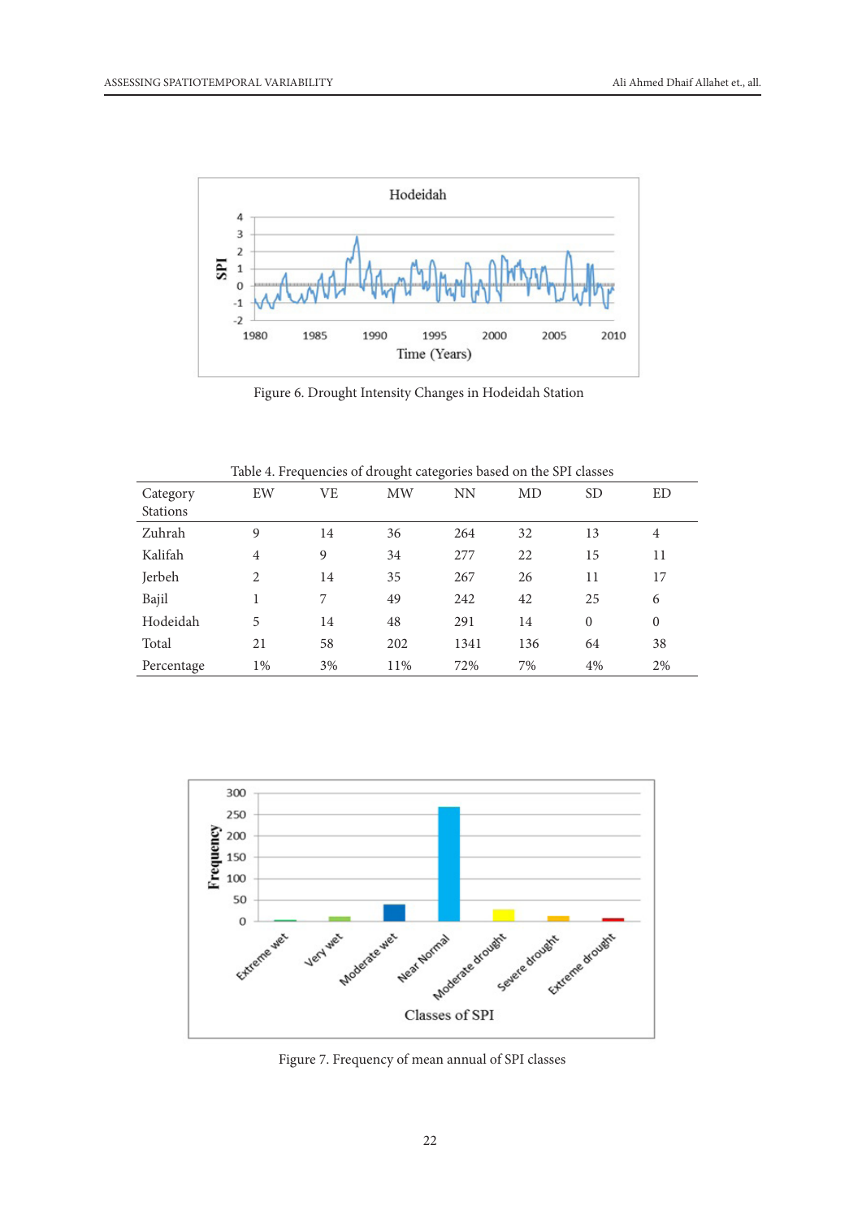Figure 6. Drought Intensity Changes in Hodeidah Station

Table 4. Frequencies of drought categories based on the SPI classes

| Category Stations | EW | VE | MW | NN | MD | SD | ED |
|---|---|---|---|---|---|---|---|
| Zuhrah | 9 | 14 | 36 | 264 | 32 | 13 | 4 |
| Kalifah | 4 | 9 | 34 | 277 | 22 | 15 | 11 |
| Jerbeh | 2 | 14 | 35 | 267 | 26 | 11 | 17 |
| Bajil | 1 | 7 | 49 | 242 | 42 | 25 | 6 |
| Hodeidah | 5 | 14 | 48 | 291 | 14 | 0 | 0 |
| Total | 21 | 58 | 202 | 1341 | 136 | 64 | 38 |
| Percentage | 1% | 3% | 11% | 72% | 7% | 4% | 2% |

Figure 7. Frequency of mean annual of SPI classes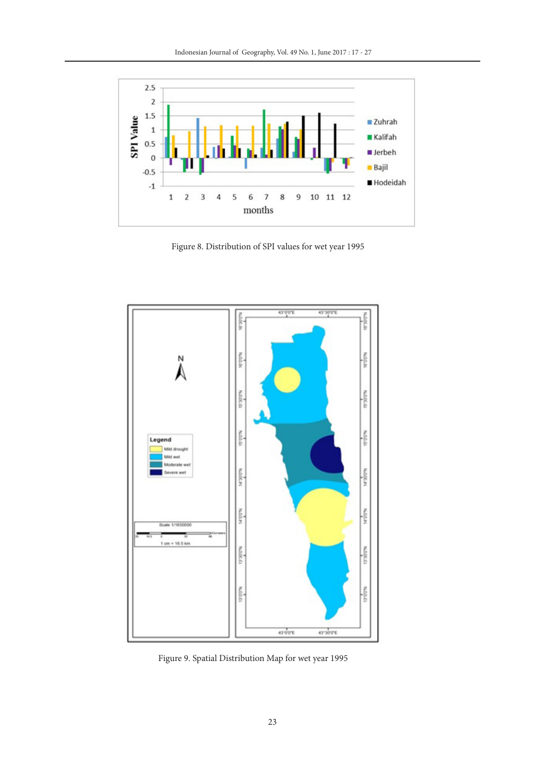Figure 8. Distribution of SPI values for wet year 1995

Figure 9. Spatial Distribution Map for wet year 1995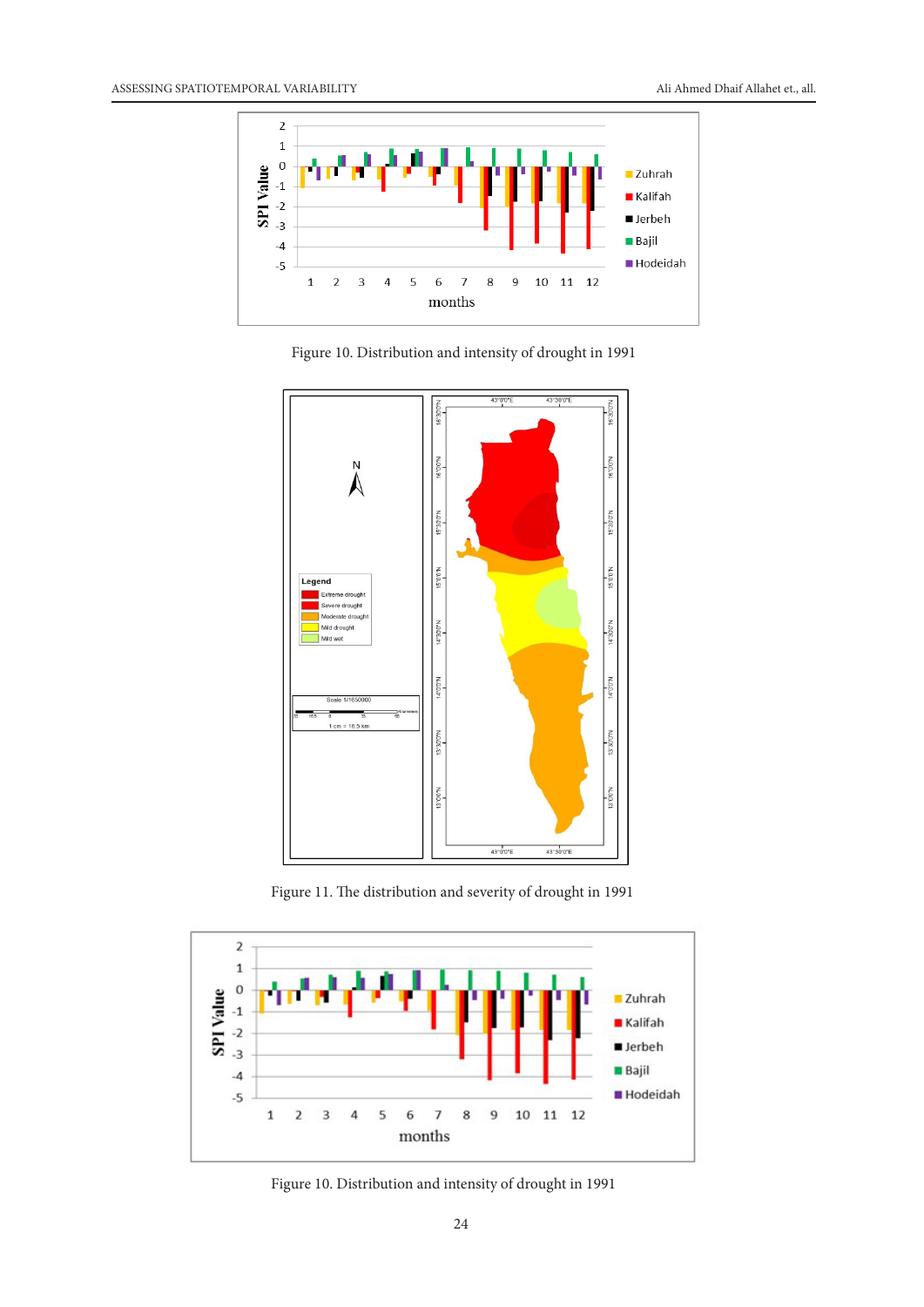Figure 10. Distribution and intensity of drought in 1991

Figure 11. The distribution and severity of drought in 1991

Figure 10. Distribution and intensity of drought in 1991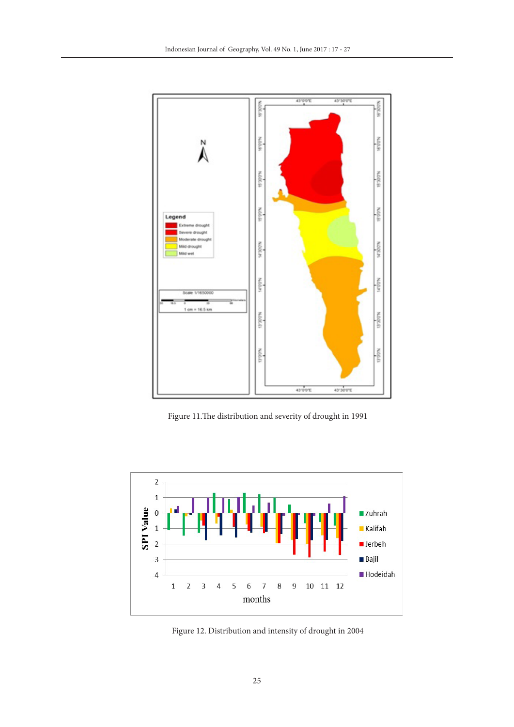Figure 11.The distribution and severity of drought in 1991

Figure 12. Distribution and intensity of drought in 2004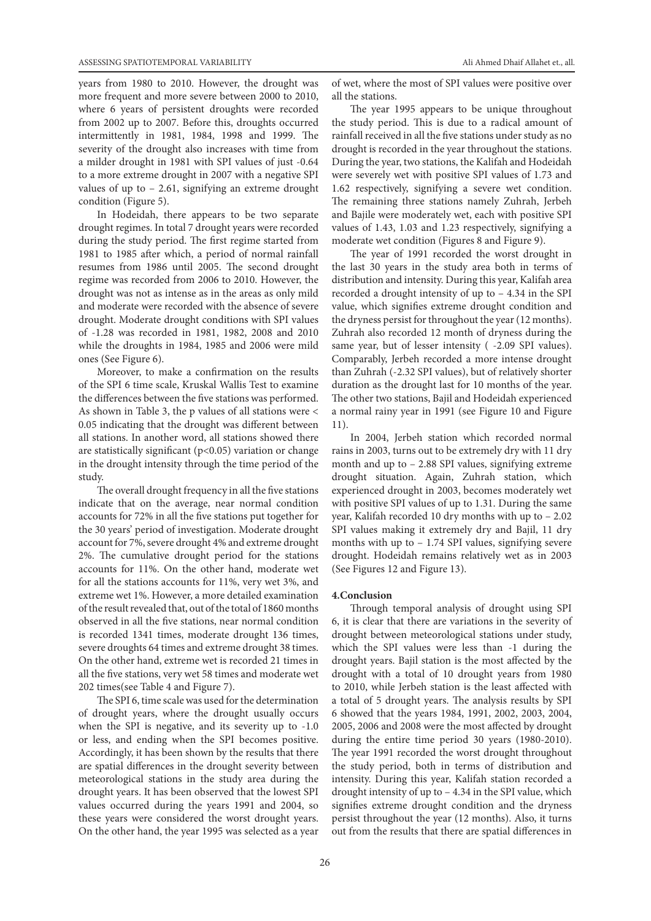years from 1980 to 2010. However, the drought was more frequent and more severe between 2000 to 2010, where 6 years of persistent droughts were recorded from 2002 up to 2007. Before this, droughts occurred intermittently in 1981, 1984, 1998 and 1999. The severity of the drought also increases with time from a milder drought in 1981 with SPI values of just -0.64 to a more extreme drought in 2007 with a negative SPI values of up to – 2.61, signifying an extreme drought condition (Figure 5).

In Hodeidah, there appears to be two separate drought regimes. In total 7 drought years were recorded during the study period. The first regime started from 1981 to 1985 after which, a period of normal rainfall resumes from 1986 until 2005. The second drought regime was recorded from 2006 to 2010. However, the drought was not as intense as in the areas as only mild and moderate were recorded with the absence of severe drought. Moderate drought conditions with SPI values of -1.28 was recorded in 1981, 1982, 2008 and 2010 while the droughts in 1984, 1985 and 2006 were mild ones (See Figure 6).

Moreover, to make a confirmation on the results of the SPI 6 time scale, Kruskal Wallis Test to examine the differences between the five stations was performed. As shown in Table 3, the p values of all stations were < 0.05 indicating that the drought was different between all stations. In another word, all stations showed there are statistically significant ($p<0.05$) variation or change in the drought intensity through the time period of the study.

The overall drought frequency in all the five stations indicate that on the average, near normal condition accounts for 72% in all the five stations put together for the 30 years' period of investigation. Moderate drought account for 7%, severe drought 4% and extreme drought 2%. The cumulative drought period for the stations accounts for 11%. On the other hand, moderate wet for all the stations accounts for 11%, very wet 3%, and extreme wet 1%. However, a more detailed examination of the result revealed that, out of the total of 1860 months observed in all the five stations, near normal condition is recorded 1341 times, moderate drought 136 times, severe droughts 64 times and extreme drought 38 times. On the other hand, extreme wet is recorded 21 times in all the five stations, very wet 58 times and moderate wet 202 times(see Table 4 and Figure 7).

The SPI 6, time scale was used for the determination of drought years, where the drought usually occurs when the SPI is negative, and its severity up to -1.0 or less, and ending when the SPI becomes positive. Accordingly, it has been shown by the results that there are spatial differences in the drought severity between meteorological stations in the study area during the drought years. It has been observed that the lowest SPI values occurred during the years 1991 and 2004, so these years were considered the worst drought years. On the other hand, the year 1995 was selected as a year of wet, where the most of SPI values were positive over all the stations.

The year 1995 appears to be unique throughout the study period. This is due to a radical amount of rainfall received in all the five stations under study as no drought is recorded in the year throughout the stations. During the year, two stations, the Kalifah and Hodeidah were severely wet with positive SPI values of 1.73 and 1.62 respectively, signifying a severe wet condition. The remaining three stations namely Zuhrah, Jerbeh and Bajile were moderately wet, each with positive SPI values of 1.43, 1.03 and 1.23 respectively, signifying a moderate wet condition (Figures 8 and Figure 9).

The year of 1991 recorded the worst drought in the last 30 years in the study area both in terms of distribution and intensity. During this year, Kalifah area recorded a drought intensity of up to – 4.34 in the SPI value, which signifies extreme drought condition and the dryness persist for throughout the year (12 months). Zuhrah also recorded 12 month of dryness during the same year, but of lesser intensity ( -2.09 SPI values). Comparably, Jerbeh recorded a more intense drought than Zuhrah (-2.32 SPI values), but of relatively shorter duration as the drought last for 10 months of the year. The other two stations, Bajil and Hodeidah experienced a normal rainy year in 1991 (see Figure 10 and Figure 11).

In 2004, Jerbeh station which recorded normal rains in 2003, turns out to be extremely dry with 11 dry month and up to – 2.88 SPI values, signifying extreme drought situation. Again, Zuhrah station, which experienced drought in 2003, becomes moderately wet with positive SPI values of up to 1.31. During the same year, Kalifah recorded 10 dry months with up to – 2.02 SPI values making it extremely dry and Bajil, 11 dry months with up to – 1.74 SPI values, signifying severe drought. Hodeidah remains relatively wet as in 2003 (See Figures 12 and Figure 13).

## 4.Conclusion

Through temporal analysis of drought using SPI 6, it is clear that there are variations in the severity of drought between meteorological stations under study, which the SPI values were less than -1 during the drought years. Bajil station is the most affected by the drought with a total of 10 drought years from 1980 to 2010, while Jerbeh station is the least affected with a total of 5 drought years. The analysis results by SPI 6 showed that the years 1984, 1991, 2002, 2003, 2004, 2005, 2006 and 2008 were the most affected by drought during the entire time period 30 years (1980-2010). The year 1991 recorded the worst drought throughout the study period, both in terms of distribution and intensity. During this year, Kalifah station recorded a drought intensity of up to – 4.34 in the SPI value, which signifies extreme drought condition and the dryness persist throughout the year (12 months). Also, it turns out from the results that there are spatial differences in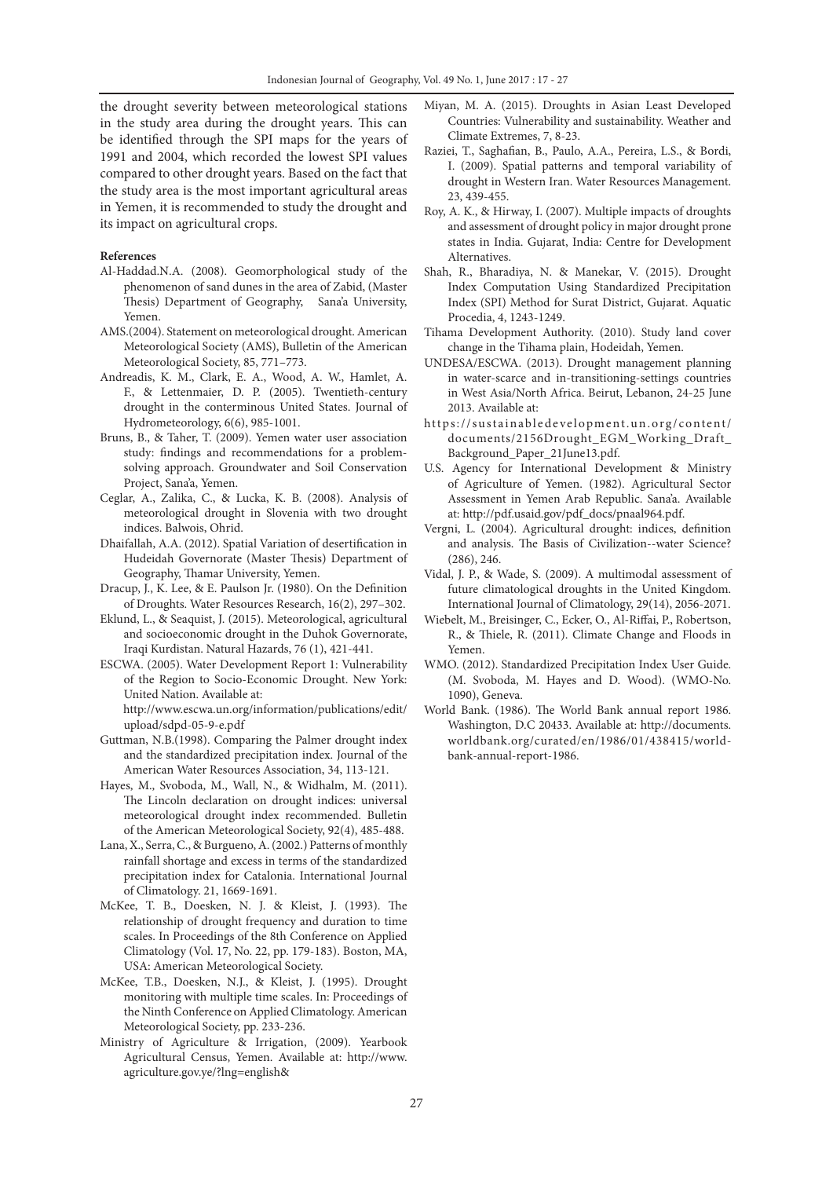the drought severity between meteorological stations in the study area during the drought years. This can be identified through the SPI maps for the years of 1991 and 2004, which recorded the lowest SPI values compared to other drought years. Based on the fact that the study area is the most important agricultural areas in Yemen, it is recommended to study the drought and its impact on agricultural crops.

**References**

Al-Haddad.N.A. (2008). Geomorphological study of the phenomenon of sand dunes in the area of Zabid, (Master Thesis) Department of Geography, Sana'a University, Yemen.

AMS.(2004). Statement on meteorological drought. American Meteorological Society (AMS), Bulletin of the American Meteorological Society, 85, 771–773.

Andreadis, K. M., Clark, E. A., Wood, A. W., Hamlet, A. F., & Lettenmaier, D. P. (2005). Twentieth-century drought in the conterminous United States. Journal of Hydrometeorology, 6(6), 985-1001.

Bruns, B., & Taher, T. (2009). Yemen water user association study: findings and recommendations for a problem-solving approach. Groundwater and Soil Conservation Project, Sana'a, Yemen.

Ceglar, A., Zalika, C., & Lucka, K. B. (2008). Analysis of meteorological drought in Slovenia with two drought indices. Balwois, Ohrid.

Dhaifallah, A.A. (2012). Spatial Variation of desertification in Hudeidah Governorate (Master Thesis) Department of Geography, Thamar University, Yemen.

Dracup, J., K. Lee, & E. Paulson Jr. (1980). On the Definition of Droughts. Water Resources Research, 16(2), 297–302.

Eklund, L., & Seaquist, J. (2015). Meteorological, agricultural and socioeconomic drought in the Duhok Governorate, Iraqi Kurdistan. Natural Hazards, 76 (1), 421-441.

ESCWA. (2005). Water Development Report 1: Vulnerability of the Region to Socio-Economic Drought. New York: United Nation. Available at: http://www.escwa.un.org/information/publications/edit/upload/sdpd-05-9-e.pdf

Guttman, N.B.(1998). Comparing the Palmer drought index and the standardized precipitation index. Journal of the American Water Resources Association, 34, 113-121.

Hayes, M., Svoboda, M., Wall, N., & Widhalm, M. (2011). The Lincoln declaration on drought indices: universal meteorological drought index recommended. Bulletin of the American Meteorological Society, 92(4), 485-488.

Lana, X., Serra, C., & Burgueno, A. (2002.) Patterns of monthly rainfall shortage and excess in terms of the standardized precipitation index for Catalonia. International Journal of Climatology. 21, 1669-1691.

McKee, T. B., Doesken, N. J. & Kleist, J. (1993). The relationship of drought frequency and duration to time scales. In Proceedings of the 8th Conference on Applied Climatology (Vol. 17, No. 22, pp. 179-183). Boston, MA, USA: American Meteorological Society.

McKee, T.B., Doesken, N.J., & Kleist, J. (1995). Drought monitoring with multiple time scales. In: Proceedings of the Ninth Conference on Applied Climatology. American Meteorological Society, pp. 233-236.

Ministry of Agriculture & Irrigation, (2009). Yearbook Agricultural Census, Yemen. Available at: http://www.agriculture.gov.ye/?lng=english&

Miyan, M. A. (2015). Droughts in Asian Least Developed Countries: Vulnerability and sustainability. Weather and Climate Extremes, 7, 8-23.

Raziei, T., Saghafian, B., Paulo, A.A., Pereira, L.S., & Bordi, I. (2009). Spatial patterns and temporal variability of drought in Western Iran. Water Resources Management. 23, 439-455.

Roy, A. K., & Hirway, I. (2007). Multiple impacts of droughts and assessment of drought policy in major drought prone states in India. Gujarat, India: Centre for Development Alternatives.

Shah, R., Bharadiya, N. & Manekar, V. (2015). Drought Index Computation Using Standardized Precipitation Index (SPI) Method for Surat District, Gujarat. Aquatic Procedia, 4, 1243-1249.

Tihama Development Authority. (2010). Study land cover change in the Tihama plain, Hodeidah, Yemen.

UNDESA/ESCWA. (2013). Drought management planning in water-scarce and in-transitioning-settings countries in West Asia/North Africa. Beirut, Lebanon, 24-25 June 2013. Available at: https://sustainabledevelopment.un.org/content/documents/2156Drought_EGM_Working_Draft_Background_Paper_21June13.pdf.

U.S. Agency for International Development & Ministry of Agriculture of Yemen. (1982). Agricultural Sector Assessment in Yemen Arab Republic. Sana'a. Available at: http://pdf.usaid.gov/pdf_docs/pnaal964.pdf.

Vergni, L. (2004). Agricultural drought: indices, definition and analysis. The Basis of Civilization--water Science? (286), 246.

Vidal, J. P., & Wade, S. (2009). A multimodal assessment of future climatological droughts in the United Kingdom. International Journal of Climatology, 29(14), 2056-2071.

Wiebelt, M., Breisinger, C., Ecker, O., Al-Riffai, P., Robertson, R., & Thiele, R. (2011). Climate Change and Floods in Yemen.

WMO. (2012). Standardized Precipitation Index User Guide. (M. Svoboda, M. Hayes and D. Wood). (WMO-No. 1090), Geneva.

World Bank. (1986). The World Bank annual report 1986. Washington, D.C 20433. Available at: http://documents.worldbank.org/curated/en/1986/01/438415/world-bank-annual-report-1986.